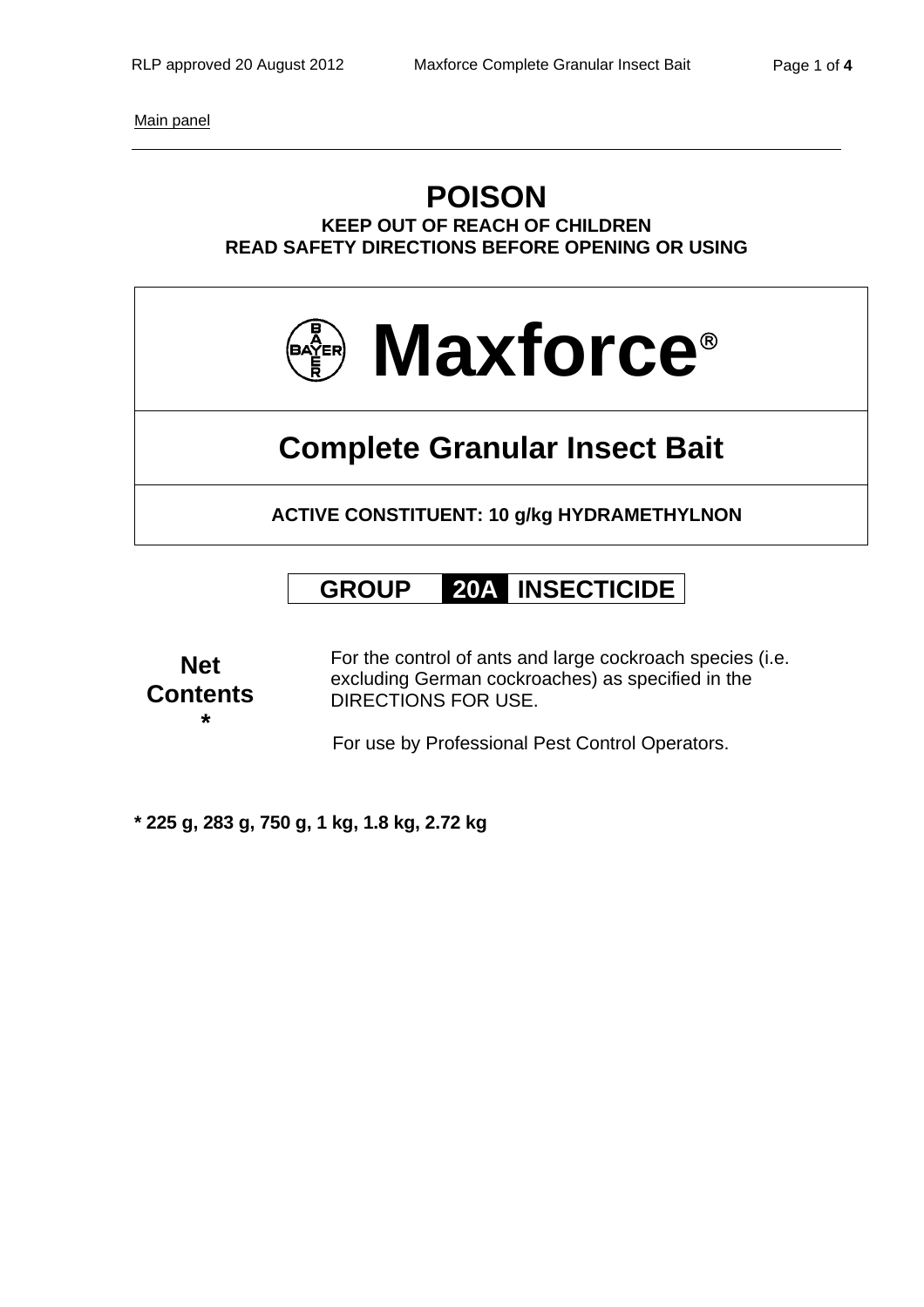Main panel

---

# POISON

**KEEP OUT OF REACH OF CHILDREN**
**READ SAFETY DIRECTIONS BEFORE OPENING OR USING**

# Maxforce®

## Complete Granular Insect Bait

**ACTIVE CONSTITUENT: 10 g/kg HYDRAMETHYLNON**

**GROUP 20A INSECTICIDE**

**Net Contents ***

For the control of ants and large cockroach species (i.e. excluding German cockroaches) as specified in the DIRECTIONS FOR USE.

For use by Professional Pest Control Operators.

*** 225 g, 283 g, 750 g, 1 kg, 1.8 kg, 2.72 kg**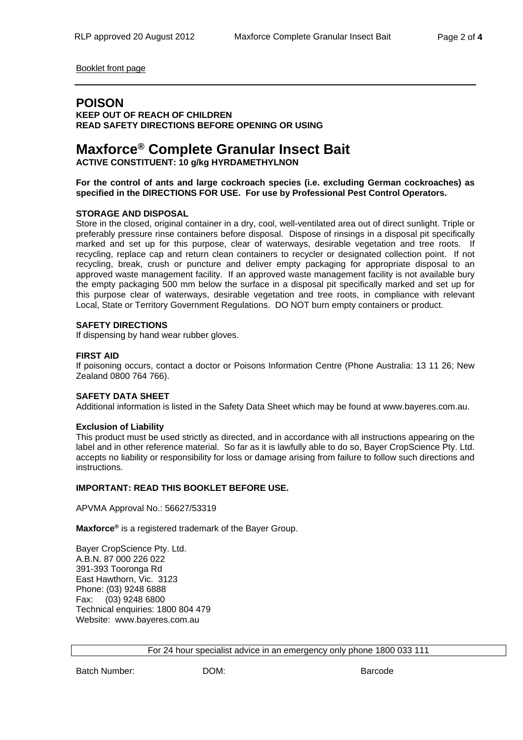Booklet front page

---

## POISON

**KEEP OUT OF REACH OF CHILDREN**
**READ SAFETY DIRECTIONS BEFORE OPENING OR USING**

# Maxforce® Complete Granular Insect Bait

**ACTIVE CONSTITUENT: 10 g/kg HYRDAMETHYLNON**

**For the control of ants and large cockroach species (i.e. excluding German cockroaches) as specified in the DIRECTIONS FOR USE. For use by Professional Pest Control Operators.**

### STORAGE AND DISPOSAL

Store in the closed, original container in a dry, cool, well-ventilated area out of direct sunlight. Triple or preferably pressure rinse containers before disposal. Dispose of rinsings in a disposal pit specifically marked and set up for this purpose, clear of waterways, desirable vegetation and tree roots. If recycling, replace cap and return clean containers to recycler or designated collection point. If not recycling, break, crush or puncture and deliver empty packaging for appropriate disposal to an approved waste management facility. If an approved waste management facility is not available bury the empty packaging 500 mm below the surface in a disposal pit specifically marked and set up for this purpose clear of waterways, desirable vegetation and tree roots, in compliance with relevant Local, State or Territory Government Regulations. DO NOT burn empty containers or product.

### SAFETY DIRECTIONS

If dispensing by hand wear rubber gloves.

### FIRST AID

If poisoning occurs, contact a doctor or Poisons Information Centre (Phone Australia: 13 11 26; New Zealand 0800 764 766).

### SAFETY DATA SHEET

Additional information is listed in the Safety Data Sheet which may be found at www.bayeres.com.au.

### Exclusion of Liability

This product must be used strictly as directed, and in accordance with all instructions appearing on the label and in other reference material. So far as it is lawfully able to do so, Bayer CropScience Pty. Ltd. accepts no liability or responsibility for loss or damage arising from failure to follow such directions and instructions.

**IMPORTANT: READ THIS BOOKLET BEFORE USE.**

APVMA Approval No.: 56627/53319

**Maxforce®** is a registered trademark of the Bayer Group.

Bayer CropScience Pty. Ltd.
A.B.N. 87 000 226 022
391-393 Tooronga Rd
East Hawthorn, Vic. 3123
Phone: (03) 9248 6888
Fax: (03) 9248 6800
Technical enquiries: 1800 804 479
Website: www.bayeres.com.au

| For 24 hour specialist advice in an emergency only phone 1800 033 111 |
| --- |

Batch Number: DOM: Barcode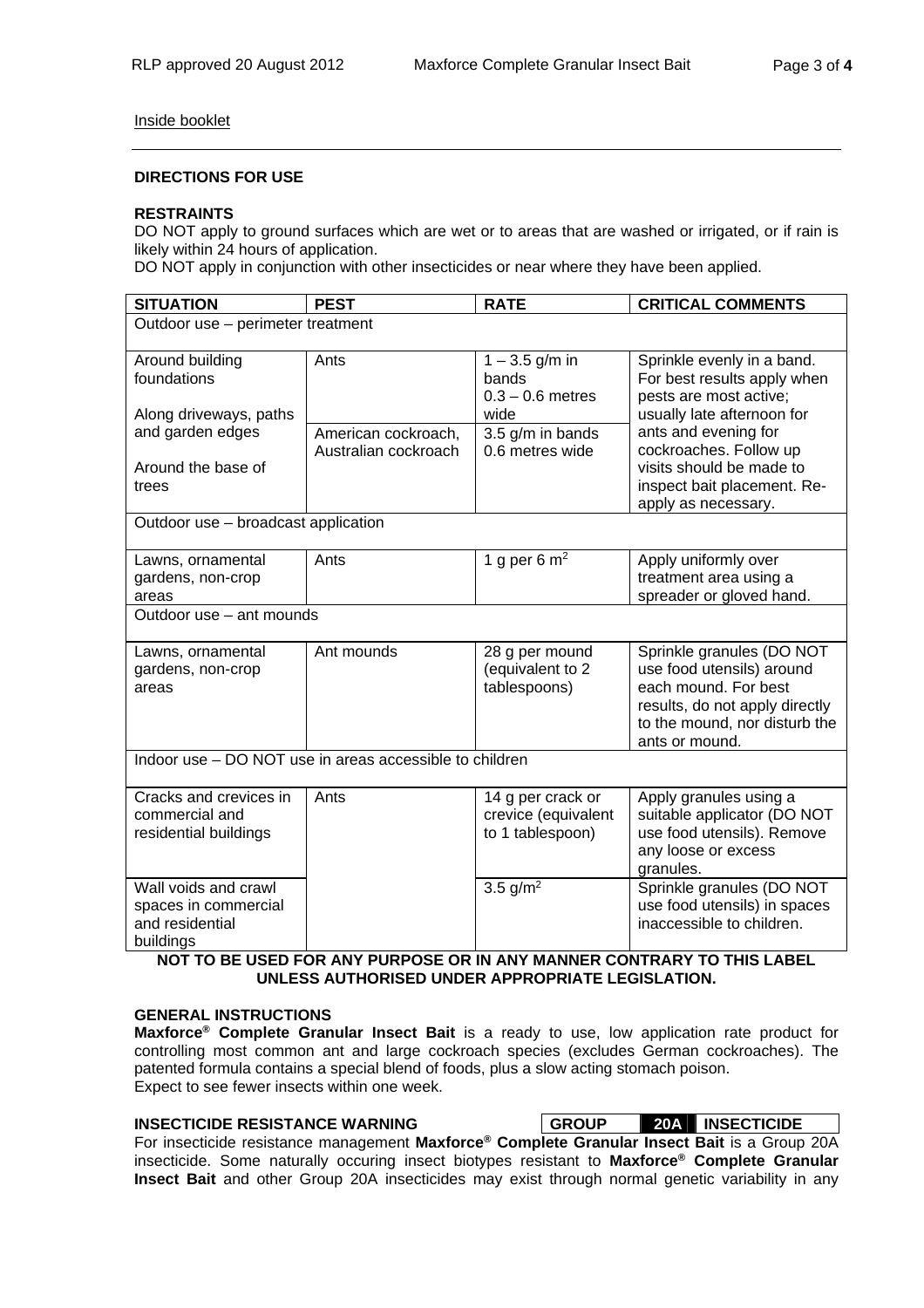Inside booklet

## DIRECTIONS FOR USE

### RESTRAINTS

DO NOT apply to ground surfaces which are wet or to areas that are washed or irrigated, or if rain is likely within 24 hours of application.

DO NOT apply in conjunction with other insecticides or near where they have been applied.

| SITUATION | PEST | RATE | CRITICAL COMMENTS |
|---|---|---|---|
| Outdoor use – perimeter treatment | | | |
| Around building foundations<br><br>Along driveways, paths and garden edges<br><br>Around the base of trees | Ants | 1 – 3.5 g/m in bands 0.3 – 0.6 metres wide | Sprinkle evenly in a band. For best results apply when pests are most active; usually late afternoon for ants and evening for cockroaches. Follow up visits should be made to inspect bait placement. Re-apply as necessary. |
| | American cockroach, Australian cockroach | 3.5 g/m in bands 0.6 metres wide | |
| Outdoor use – broadcast application | | | |
| Lawns, ornamental gardens, non-crop areas | Ants | 1 g per 6 $m^2$ | Apply uniformly over treatment area using a spreader or gloved hand. |
| Outdoor use – ant mounds | | | |
| Lawns, ornamental gardens, non-crop areas | Ant mounds | 28 g per mound (equivalent to 2 tablespoons) | Sprinkle granules (DO NOT use food utensils) around each mound. For best results, do not apply directly to the mound, nor disturb the ants or mound. |
| Indoor use – DO NOT use in areas accessible to children | | | |
| Cracks and crevices in commercial and residential buildings | Ants | 14 g per crack or crevice (equivalent to 1 tablespoon) | Apply granules using a suitable applicator (DO NOT use food utensils). Remove any loose or excess granules. |
| Wall voids and crawl spaces in commercial and residential buildings | | 3.5 g/$m^2$ | Sprinkle granules (DO NOT use food utensils) in spaces inaccessible to children. |

**NOT TO BE USED FOR ANY PURPOSE OR IN ANY MANNER CONTRARY TO THIS LABEL UNLESS AUTHORISED UNDER APPROPRIATE LEGISLATION.**

### GENERAL INSTRUCTIONS

**Maxforce® Complete Granular Insect Bait** is a ready to use, low application rate product for controlling most common ant and large cockroach species (excludes German cockroaches). The patented formula contains a special blend of foods, plus a slow acting stomach poison.

Expect to see fewer insects within one week.

### INSECTICIDE RESISTANCE WARNING

| GROUP | 20A | INSECTICIDE |
|---|---|---|

For insecticide resistance management **Maxforce® Complete Granular Insect Bait** is a Group 20A insecticide. Some naturally occuring insect biotypes resistant to **Maxforce® Complete Granular Insect Bait** and other Group 20A insecticides may exist through normal genetic variability in any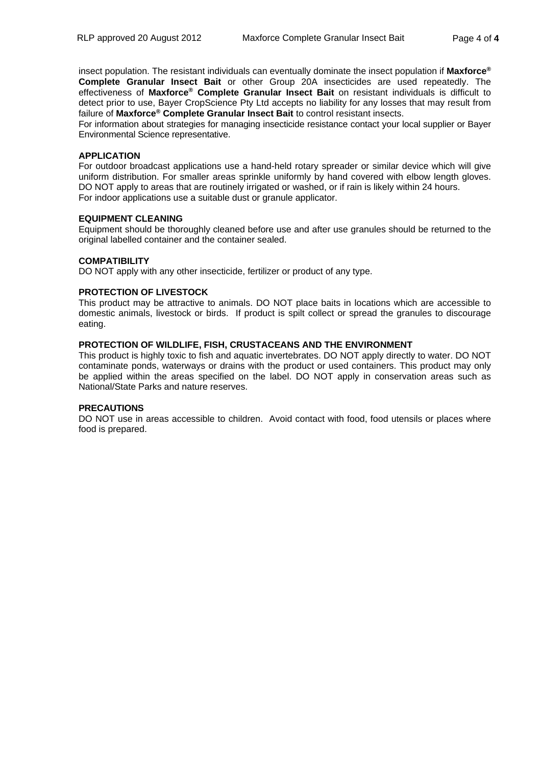insect population. The resistant individuals can eventually dominate the insect population if **Maxforce® Complete Granular Insect Bait** or other Group 20A insecticides are used repeatedly. The effectiveness of **Maxforce® Complete Granular Insect Bait** on resistant individuals is difficult to detect prior to use, Bayer CropScience Pty Ltd accepts no liability for any losses that may result from failure of **Maxforce® Complete Granular Insect Bait** to control resistant insects.

For information about strategies for managing insecticide resistance contact your local supplier or Bayer Environmental Science representative.

**APPLICATION**

For outdoor broadcast applications use a hand-held rotary spreader or similar device which will give uniform distribution. For smaller areas sprinkle uniformly by hand covered with elbow length gloves. DO NOT apply to areas that are routinely irrigated or washed, or if rain is likely within 24 hours.
For indoor applications use a suitable dust or granule applicator.

**EQUIPMENT CLEANING**

Equipment should be thoroughly cleaned before use and after use granules should be returned to the original labelled container and the container sealed.

**COMPATIBILITY**

DO NOT apply with any other insecticide, fertilizer or product of any type.

**PROTECTION OF LIVESTOCK**

This product may be attractive to animals. DO NOT place baits in locations which are accessible to domestic animals, livestock or birds. If product is spilt collect or spread the granules to discourage eating.

**PROTECTION OF WILDLIFE, FISH, CRUSTACEANS AND THE ENVIRONMENT**

This product is highly toxic to fish and aquatic invertebrates. DO NOT apply directly to water. DO NOT contaminate ponds, waterways or drains with the product or used containers. This product may only be applied within the areas specified on the label. DO NOT apply in conservation areas such as National/State Parks and nature reserves.

**PRECAUTIONS**

DO NOT use in areas accessible to children. Avoid contact with food, food utensils or places where food is prepared.